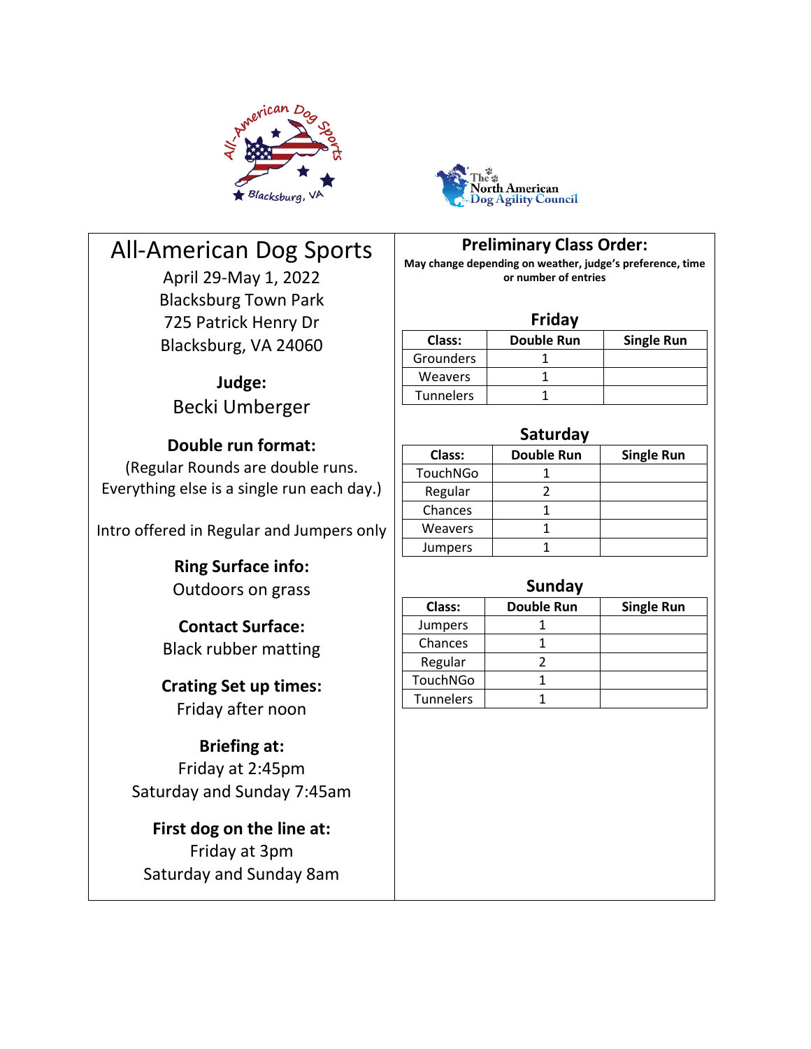# All-American Dog Sports

April 29-May 1, 2022
Blacksburg Town Park
725 Patrick Henry Dr
Blacksburg, VA 24060

**Judge:**
Becki Umberger

**Double run format:**
(Regular Rounds are double runs. Everything else is a single run each day.)

Intro offered in Regular and Jumpers only

**Ring Surface info:**
Outdoors on grass

**Contact Surface:**
Black rubber matting

**Crating Set up times:**
Friday after noon

**Briefing at:**
Friday at 2:45pm
Saturday and Sunday 7:45am

**First dog on the line at:**
Friday at 3pm
Saturday and Sunday 8am

## Preliminary Class Order:

**May change depending on weather, judge's preference, time or number of entries**

### Friday

| Class: | Double Run | Single Run |
|---|---|---|
| Grounders | 1 | |
| Weavers | 1 | |
| Tunnelers | 1 | |

### Saturday

| Class: | Double Run | Single Run |
|---|---|---|
| TouchNGo | 1 | |
| Regular | 2 | |
| Chances | 1 | |
| Weavers | 1 | |
| Jumpers | 1 | |

### Sunday

| Class: | Double Run | Single Run |
|---|---|---|
| Jumpers | 1 | |
| Chances | 1 | |
| Regular | 2 | |
| TouchNGo | 1 | |
| Tunnelers | 1 | |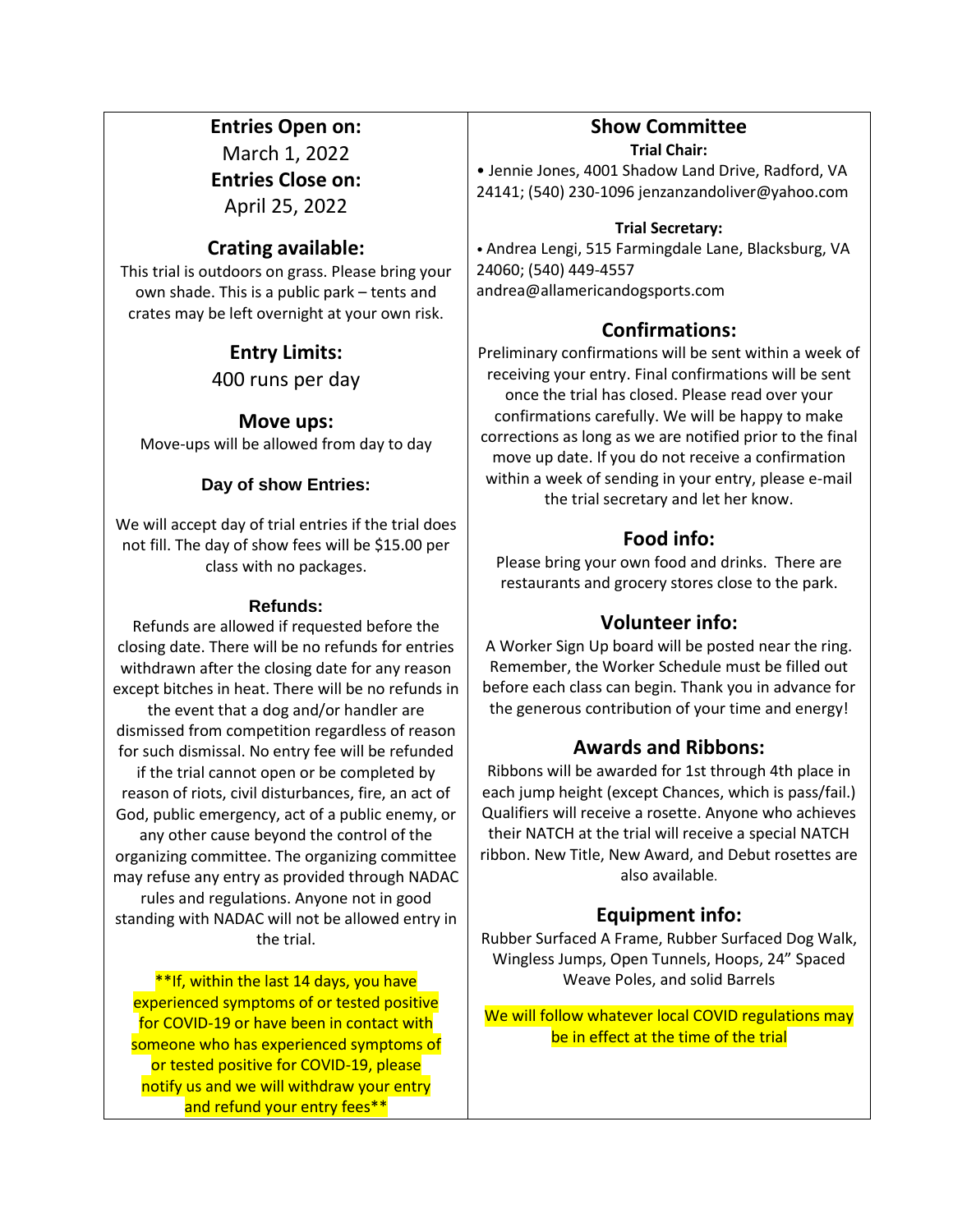## Entries Open on:

March 1, 2022

## Entries Close on:

April 25, 2022

## Crating available:

This trial is outdoors on grass. Please bring your own shade. This is a public park – tents and crates may be left overnight at your own risk.

## Entry Limits:

400 runs per day

## Move ups:

Move-ups will be allowed from day to day

### Day of show Entries:

We will accept day of trial entries if the trial does not fill. The day of show fees will be $15.00 per class with no packages.

### Refunds:

Refunds are allowed if requested before the closing date. There will be no refunds for entries withdrawn after the closing date for any reason except bitches in heat. There will be no refunds in the event that a dog and/or handler are dismissed from competition regardless of reason for such dismissal. No entry fee will be refunded if the trial cannot open or be completed by reason of riots, civil disturbances, fire, an act of God, public emergency, act of a public enemy, or any other cause beyond the control of the organizing committee. The organizing committee may refuse any entry as provided through NADAC rules and regulations. Anyone not in good standing with NADAC will not be allowed entry in the trial.

**If, within the last 14 days, you have experienced symptoms of or tested positive for COVID-19 or have been in contact with someone who has experienced symptoms of or tested positive for COVID-19, please notify us and we will withdraw your entry and refund your entry fees**

## Show Committee

**Trial Chair:**

- Jennie Jones, 4001 Shadow Land Drive, Radford, VA 24141; (540) 230-1096 jenzanzandoliver@yahoo.com

**Trial Secretary:**

- Andrea Lengi, 515 Farmingdale Lane, Blacksburg, VA 24060; (540) 449-4557 andrea@allamericandogsports.com

## Confirmations:

Preliminary confirmations will be sent within a week of receiving your entry. Final confirmations will be sent once the trial has closed. Please read over your confirmations carefully. We will be happy to make corrections as long as we are notified prior to the final move up date. If you do not receive a confirmation within a week of sending in your entry, please e-mail the trial secretary and let her know.

## Food info:

Please bring your own food and drinks. There are restaurants and grocery stores close to the park.

## Volunteer info:

A Worker Sign Up board will be posted near the ring. Remember, the Worker Schedule must be filled out before each class can begin. Thank you in advance for the generous contribution of your time and energy!

## Awards and Ribbons:

Ribbons will be awarded for 1st through 4th place in each jump height (except Chances, which is pass/fail.) Qualifiers will receive a rosette. Anyone who achieves their NATCH at the trial will receive a special NATCH ribbon. New Title, New Award, and Debut rosettes are also available.

## Equipment info:

Rubber Surfaced A Frame, Rubber Surfaced Dog Walk, Wingless Jumps, Open Tunnels, Hoops, 24" Spaced Weave Poles, and solid Barrels

We will follow whatever local COVID regulations may be in effect at the time of the trial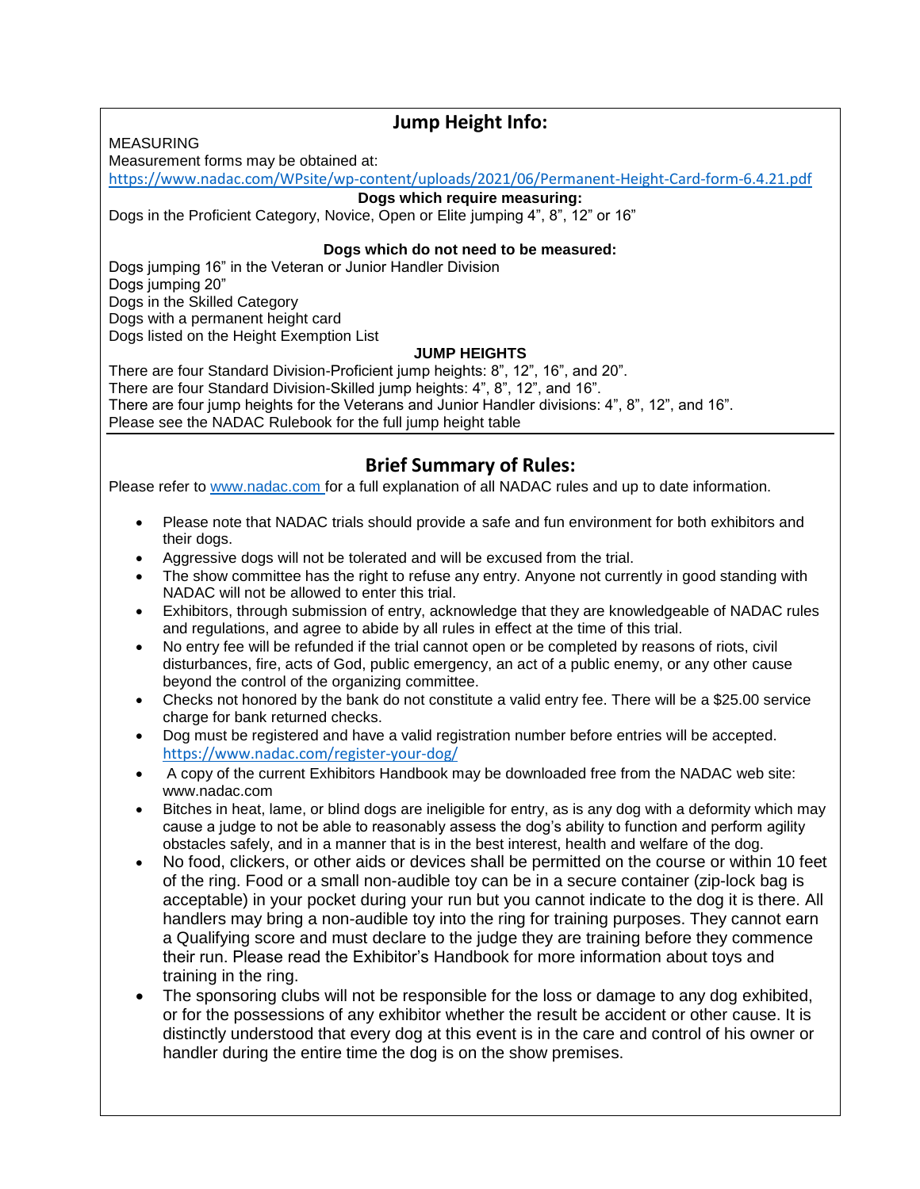## Jump Height Info:

MEASURING

Measurement forms may be obtained at:
https://www.nadac.com/WPsite/wp-content/uploads/2021/06/Permanent-Height-Card-form-6.4.21.pdf

**Dogs which require measuring:**

Dogs in the Proficient Category, Novice, Open or Elite jumping 4", 8", 12" or 16"

**Dogs which do not need to be measured:**

Dogs jumping 16" in the Veteran or Junior Handler Division
Dogs jumping 20"
Dogs in the Skilled Category
Dogs with a permanent height card
Dogs listed on the Height Exemption List

**JUMP HEIGHTS**

There are four Standard Division-Proficient jump heights: 8", 12", 16", and 20".
There are four Standard Division-Skilled jump heights: 4", 8", 12", and 16".
There are four jump heights for the Veterans and Junior Handler divisions: 4", 8", 12", and 16".
Please see the NADAC Rulebook for the full jump height table

## Brief Summary of Rules:

Please refer to www.nadac.com for a full explanation of all NADAC rules and up to date information.

- Please note that NADAC trials should provide a safe and fun environment for both exhibitors and their dogs.
- Aggressive dogs will not be tolerated and will be excused from the trial.
- The show committee has the right to refuse any entry. Anyone not currently in good standing with NADAC will not be allowed to enter this trial.
- Exhibitors, through submission of entry, acknowledge that they are knowledgeable of NADAC rules and regulations, and agree to abide by all rules in effect at the time of this trial.
- No entry fee will be refunded if the trial cannot open or be completed by reasons of riots, civil disturbances, fire, acts of God, public emergency, an act of a public enemy, or any other cause beyond the control of the organizing committee.
- Checks not honored by the bank do not constitute a valid entry fee. There will be a $25.00 service charge for bank returned checks.
- Dog must be registered and have a valid registration number before entries will be accepted. https://www.nadac.com/register-your-dog/
- A copy of the current Exhibitors Handbook may be downloaded free from the NADAC web site: www.nadac.com
- Bitches in heat, lame, or blind dogs are ineligible for entry, as is any dog with a deformity which may cause a judge to not be able to reasonably assess the dog's ability to function and perform agility obstacles safely, and in a manner that is in the best interest, health and welfare of the dog.
- No food, clickers, or other aids or devices shall be permitted on the course or within 10 feet of the ring. Food or a small non-audible toy can be in a secure container (zip-lock bag is acceptable) in your pocket during your run but you cannot indicate to the dog it is there. All handlers may bring a non-audible toy into the ring for training purposes. They cannot earn a Qualifying score and must declare to the judge they are training before they commence their run. Please read the Exhibitor's Handbook for more information about toys and training in the ring.
- The sponsoring clubs will not be responsible for the loss or damage to any dog exhibited, or for the possessions of any exhibitor whether the result be accident or other cause. It is distinctly understood that every dog at this event is in the care and control of his owner or handler during the entire time the dog is on the show premises.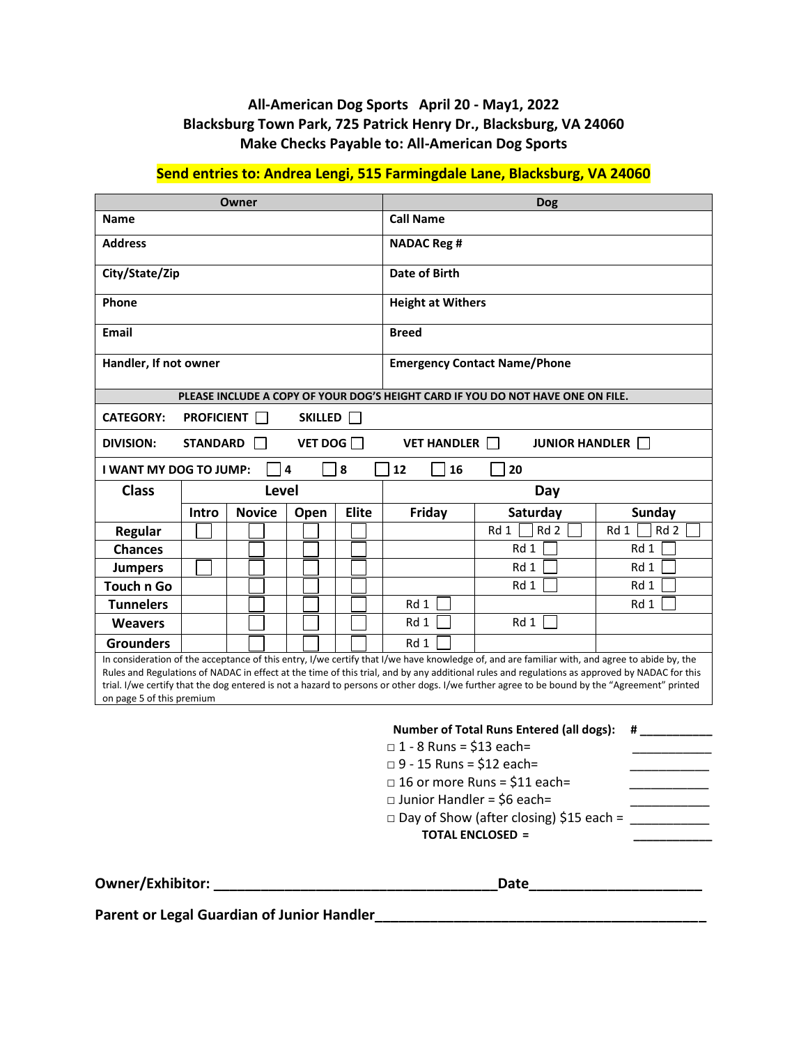**All-American Dog Sports April 20 - May1, 2022**
**Blacksburg Town Park, 725 Patrick Henry Dr., Blacksburg, VA 24060**
**Make Checks Payable to: All-American Dog Sports**

**Send entries to: Andrea Lengi, 515 Farmingdale Lane, Blacksburg, VA 24060**

| Owner | Dog |
|---|---|
| **Name** | **Call Name** |
| **Address** | **NADAC Reg #** |
| **City/State/Zip** | **Date of Birth** |
| **Phone** | **Height at Withers** |
| **Email** | **Breed** |
| **Handler, If not owner** | **Emergency Contact Name/Phone** |

**PLEASE INCLUDE A COPY OF YOUR DOG'S HEIGHT CARD IF YOU DO NOT HAVE ONE ON FILE.**

**CATEGORY:** PROFICIENT ☐ SKILLED ☐

**DIVISION:** STANDARD ☐ VET DOG ☐ VET HANDLER ☐ JUNIOR HANDLER ☐

**I WANT MY DOG TO JUMP:** ☐ 4 ☐ 8 ☐ 12 ☐ 16 ☐ 20

| Class | Level | | | | Day | | |
|---|---|---|---|---|---|---|---|
| | Intro | Novice | Open | Elite | Friday | Saturday | Sunday |
| Regular | ☐ | ☐ | ☐ | ☐ | | Rd 1 ☐ Rd 2 ☐ | Rd 1 ☐ Rd 2 ☐ |
| Chances | | ☐ | ☐ | ☐ | | Rd 1 ☐ | Rd 1 ☐ |
| Jumpers | ☐ | ☐ | ☐ | ☐ | | Rd 1 ☐ | Rd 1 ☐ |
| Touch n Go | | ☐ | ☐ | ☐ | | Rd 1 ☐ | Rd 1 ☐ |
| Tunnelers | | ☐ | ☐ | ☐ | Rd 1 ☐ | | Rd 1 ☐ |
| Weavers | | ☐ | ☐ | ☐ | Rd 1 ☐ | Rd 1 ☐ | |
| Grounders | | ☐ | ☐ | ☐ | Rd 1 ☐ | | |

In consideration of the acceptance of this entry, I/we certify that I/we have knowledge of, and are familiar with, and agree to abide by, the Rules and Regulations of NADAC in effect at the time of this trial, and by any additional rules and regulations as approved by NADAC for this trial. I/we certify that the dog entered is not a hazard to persons or other dogs. I/we further agree to be bound by the "Agreement" printed on page 5 of this premium

**Number of Total Runs Entered (all dogs):** # ___________

- ☐ 1 - 8 Runs = $13 each= ___________
- ☐ 9 - 15 Runs = $12 each= ___________
- ☐ 16 or more Runs = $11 each= ___________
- ☐ Junior Handler = $6 each= ___________
- ☐ Day of Show (after closing) $15 each = ___________

**TOTAL ENCLOSED =** ___________

**Owner/Exhibitor:** ____________________________________ **Date** ______________________

**Parent or Legal Guardian of Junior Handler** __________________________________________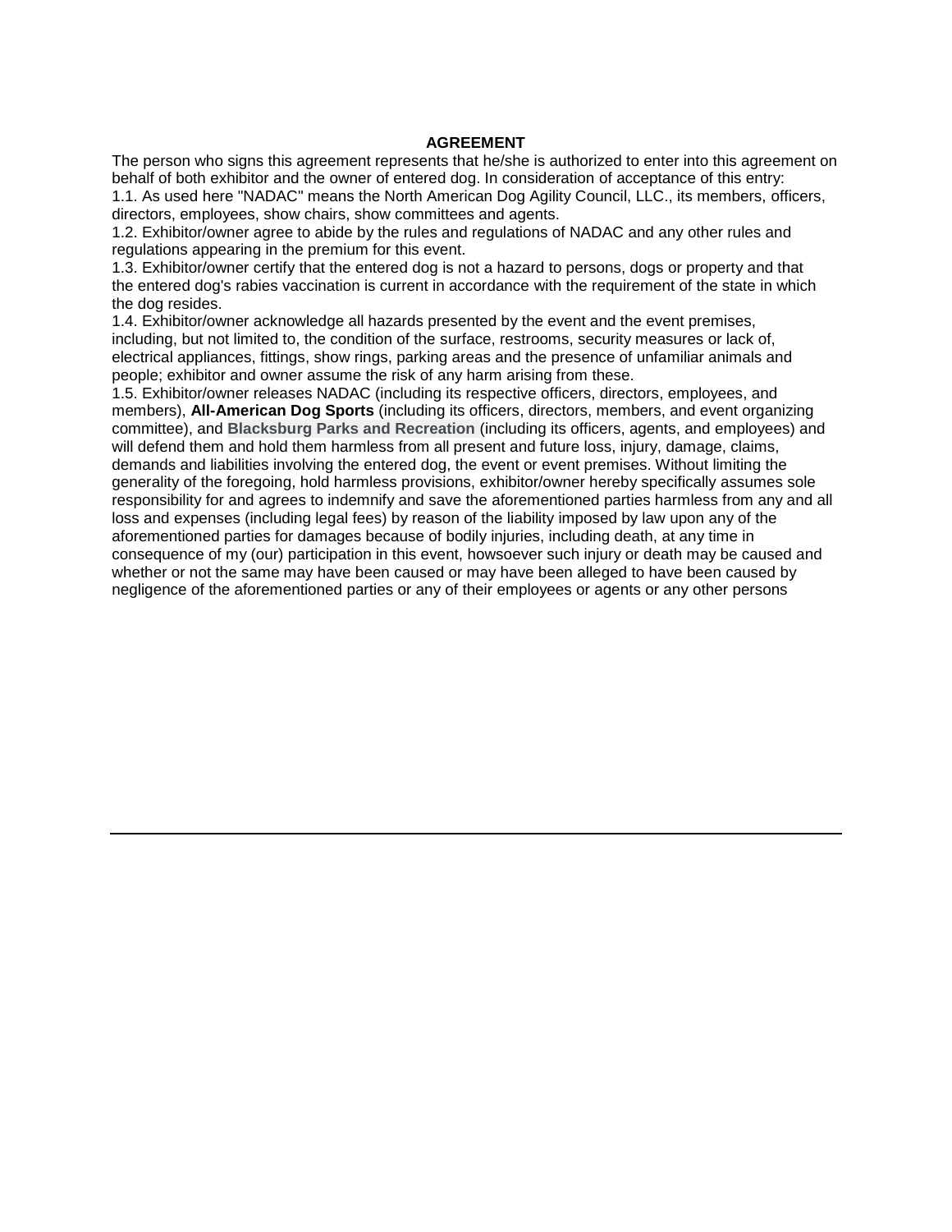**AGREEMENT**

The person who signs this agreement represents that he/she is authorized to enter into this agreement on behalf of both exhibitor and the owner of entered dog. In consideration of acceptance of this entry:

1.1. As used here "NADAC" means the North American Dog Agility Council, LLC., its members, officers, directors, employees, show chairs, show committees and agents.

1.2. Exhibitor/owner agree to abide by the rules and regulations of NADAC and any other rules and regulations appearing in the premium for this event.

1.3. Exhibitor/owner certify that the entered dog is not a hazard to persons, dogs or property and that the entered dog's rabies vaccination is current in accordance with the requirement of the state in which the dog resides.

1.4. Exhibitor/owner acknowledge all hazards presented by the event and the event premises, including, but not limited to, the condition of the surface, restrooms, security measures or lack of, electrical appliances, fittings, show rings, parking areas and the presence of unfamiliar animals and people; exhibitor and owner assume the risk of any harm arising from these.

1.5. Exhibitor/owner releases NADAC (including its respective officers, directors, employees, and members), **All-American Dog Sports** (including its officers, directors, members, and event organizing committee), and **Blacksburg Parks and Recreation** (including its officers, agents, and employees) and will defend them and hold them harmless from all present and future loss, injury, damage, claims, demands and liabilities involving the entered dog, the event or event premises. Without limiting the generality of the foregoing, hold harmless provisions, exhibitor/owner hereby specifically assumes sole responsibility for and agrees to indemnify and save the aforementioned parties harmless from any and all loss and expenses (including legal fees) by reason of the liability imposed by law upon any of the aforementioned parties for damages because of bodily injuries, including death, at any time in consequence of my (our) participation in this event, howsoever such injury or death may be caused and whether or not the same may have been caused or may have been alleged to have been caused by negligence of the aforementioned parties or any of their employees or agents or any other persons

---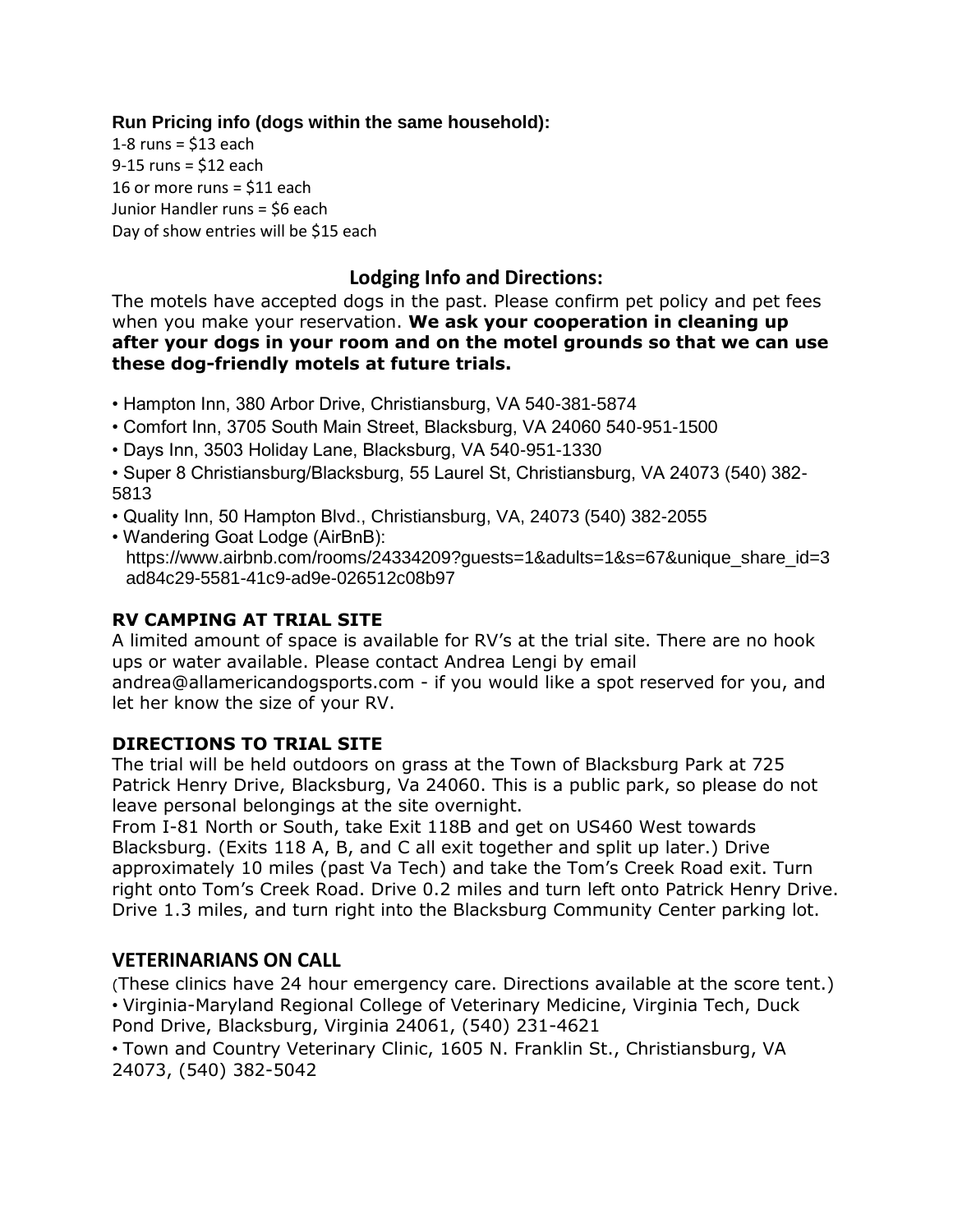**Run Pricing info (dogs within the same household):**

1-8 runs = $13 each
9-15 runs = $12 each
16 or more runs = $11 each
Junior Handler runs = $6 each
Day of show entries will be $15 each

## Lodging Info and Directions:

The motels have accepted dogs in the past. Please confirm pet policy and pet fees when you make your reservation. **We ask your cooperation in cleaning up after your dogs in your room and on the motel grounds so that we can use these dog-friendly motels at future trials.**

- Hampton Inn, 380 Arbor Drive, Christiansburg, VA 540-381-5874
- Comfort Inn, 3705 South Main Street, Blacksburg, VA 24060 540-951-1500
- Days Inn, 3503 Holiday Lane, Blacksburg, VA 540-951-1330
- Super 8 Christiansburg/Blacksburg, 55 Laurel St, Christiansburg, VA 24073 (540) 382-5813
- Quality Inn, 50 Hampton Blvd., Christiansburg, VA, 24073 (540) 382-2055
- Wandering Goat Lodge (AirBnB): https://www.airbnb.com/rooms/24334209?guests=1&adults=1&s=67&unique_share_id=3ad84c29-5581-41c9-ad9e-026512c08b97

### RV CAMPING AT TRIAL SITE

A limited amount of space is available for RV's at the trial site. There are no hook ups or water available. Please contact Andrea Lengi by email andrea@allamericandogsports.com - if you would like a spot reserved for you, and let her know the size of your RV.

### DIRECTIONS TO TRIAL SITE

The trial will be held outdoors on grass at the Town of Blacksburg Park at 725 Patrick Henry Drive, Blacksburg, Va 24060. This is a public park, so please do not leave personal belongings at the site overnight.
From I-81 North or South, take Exit 118B and get on US460 West towards Blacksburg. (Exits 118 A, B, and C all exit together and split up later.) Drive approximately 10 miles (past Va Tech) and take the Tom's Creek Road exit. Turn right onto Tom's Creek Road. Drive 0.2 miles and turn left onto Patrick Henry Drive. Drive 1.3 miles, and turn right into the Blacksburg Community Center parking lot.

### VETERINARIANS ON CALL

(These clinics have 24 hour emergency care. Directions available at the score tent.)

- Virginia-Maryland Regional College of Veterinary Medicine, Virginia Tech, Duck Pond Drive, Blacksburg, Virginia 24061, (540) 231-4621
- Town and Country Veterinary Clinic, 1605 N. Franklin St., Christiansburg, VA 24073, (540) 382-5042